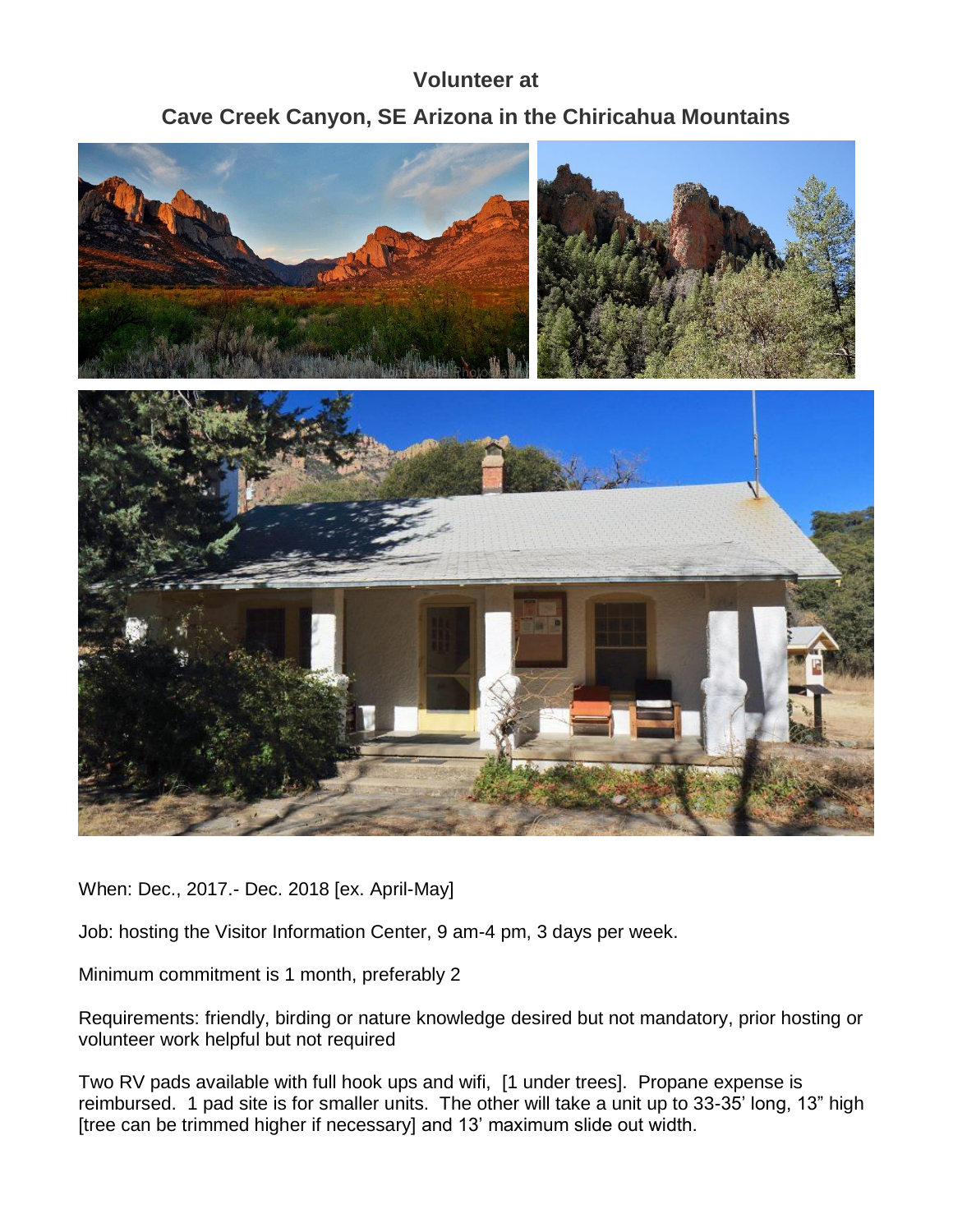## Volunteer at

## Cave Creek Canyon, SE Arizona in the Chiricahua Mountains

When: Dec., 2017.- Dec. 2018 [ex. April-May]

Job: hosting the Visitor Information Center, 9 am-4 pm, 3 days per week.

Minimum commitment is 1 month, preferably 2

Requirements: friendly, birding or nature knowledge desired but not mandatory, prior hosting or volunteer work helpful but not required

Two RV pads available with full hook ups and wifi, [1 under trees]. Propane expense is reimbursed. 1 pad site is for smaller units. The other will take a unit up to 33-35' long, 13" high [tree can be trimmed higher if necessary] and 13' maximum slide out width.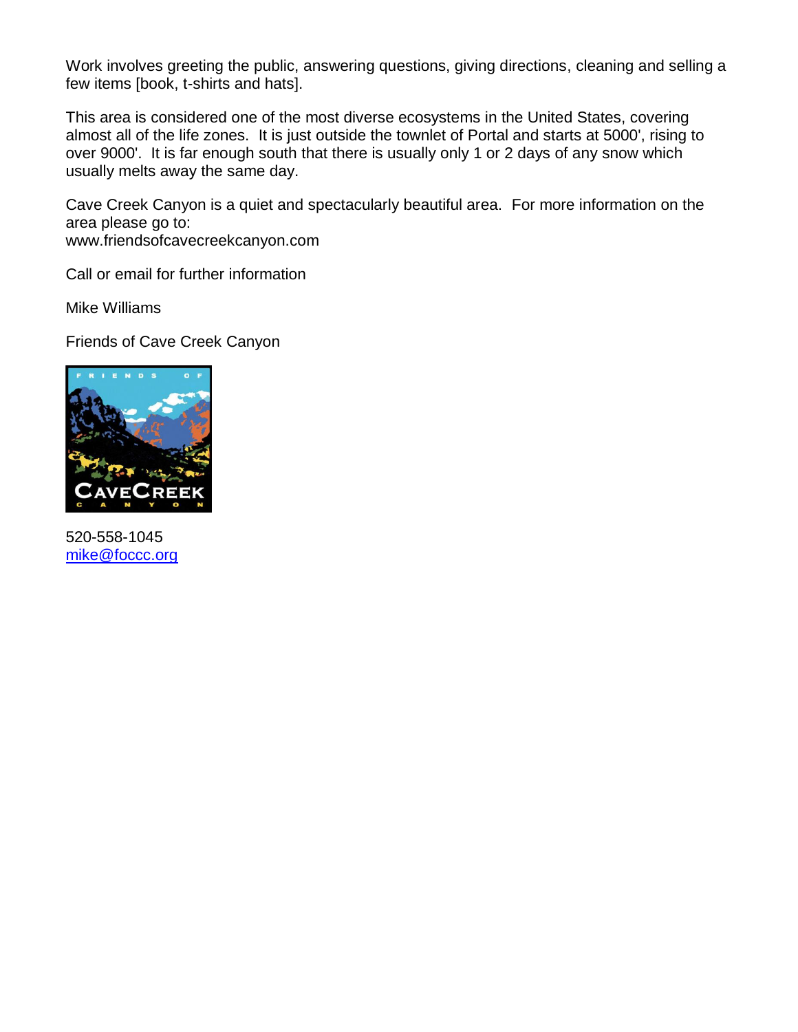Work involves greeting the public, answering questions, giving directions, cleaning and selling a few items [book, t-shirts and hats].

This area is considered one of the most diverse ecosystems in the United States, covering almost all of the life zones. It is just outside the townlet of Portal and starts at 5000', rising to over 9000'. It is far enough south that there is usually only 1 or 2 days of any snow which usually melts away the same day.

Cave Creek Canyon is a quiet and spectacularly beautiful area. For more information on the area please go to:
www.friendsofcavecreekcanyon.com

Call or email for further information

Mike Williams

Friends of Cave Creek Canyon

520-558-1045
mike@foccc.org